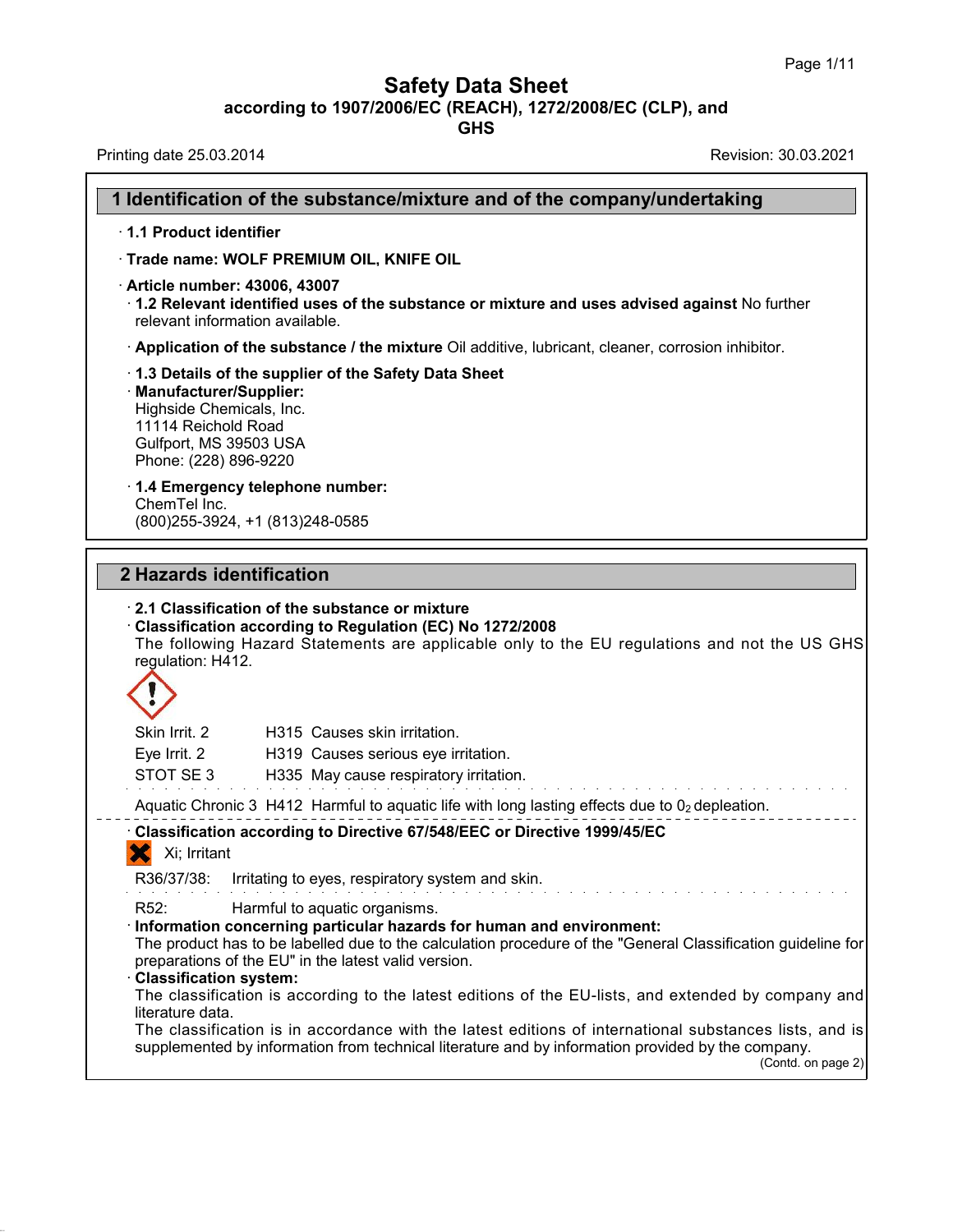# Safety Data Sheet

**according to 1907/2006/EC (REACH), 1272/2008/EC (CLP), and GHS**

Printing date 25.03.2014 | Revision: 30.03.2021

## 1 Identification of the substance/mixture and of the company/undertaking

· **1.1 Product identifier**

· **Trade name: WOLF PREMIUM OIL, KNIFE OIL**

· **Article number: 43006, 43007**

· **1.2 Relevant identified uses of the substance or mixture and uses advised against** No further relevant information available.

· **Application of the substance / the mixture** Oil additive, lubricant, cleaner, corrosion inhibitor.

· **1.3 Details of the supplier of the Safety Data Sheet**

· **Manufacturer/Supplier:**
Highside Chemicals, Inc.
11114 Reichold Road
Gulfport, MS 39503 USA
Phone: (228) 896-9220

· **1.4 Emergency telephone number:**
ChemTel Inc.
(800)255-3924, +1 (813)248-0585

## 2 Hazards identification

· **2.1 Classification of the substance or mixture**

· **Classification according to Regulation (EC) No 1272/2008**
The following Hazard Statements are applicable only to the EU regulations and not the US GHS regulation: H412.

| | | |
|---|---|---|
| Skin Irrit. 2 | H315 | Causes skin irritation. |
| Eye Irrit. 2 | H319 | Causes serious eye irritation. |
| STOT SE 3 | H335 | May cause respiratory irritation. |
| Aquatic Chronic 3 | H412 | Harmful to aquatic life with long lasting effects due to $0_2$ depleation. |

· **Classification according to Directive 67/548/EEC or Directive 1999/45/EC**

Xi; Irritant

R36/37/38: Irritating to eyes, respiratory system and skin.

R52: Harmful to aquatic organisms.

· **Information concerning particular hazards for human and environment:**
The product has to be labelled due to the calculation procedure of the "General Classification guideline for preparations of the EU" in the latest valid version.

· **Classification system:**
The classification is according to the latest editions of the EU-lists, and extended by company and literature data.
The classification is in accordance with the latest editions of international substances lists, and is supplemented by information from technical literature and by information provided by the company.

(Contd. on page 2)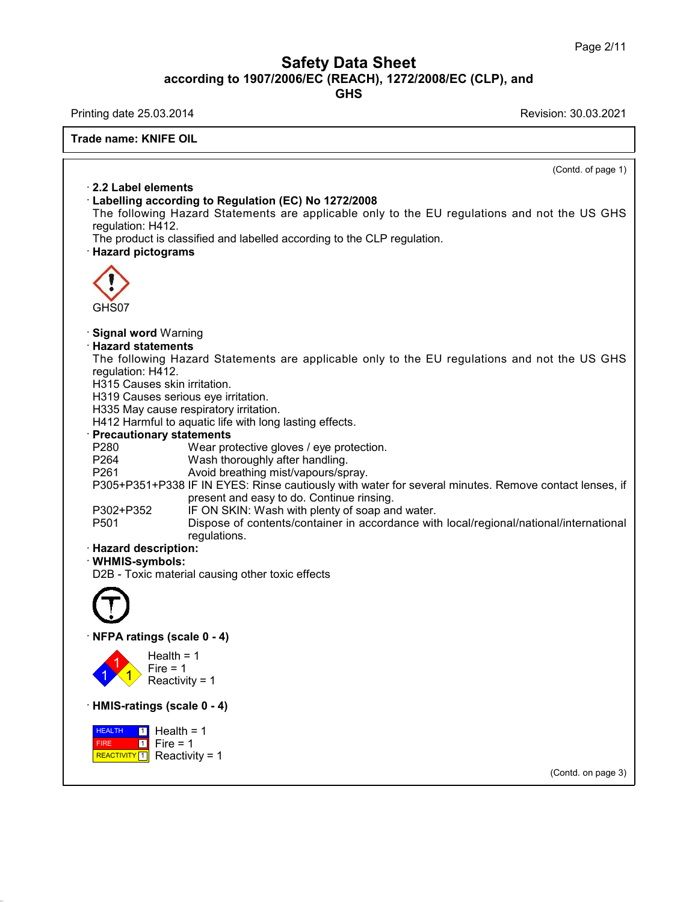# Safety Data Sheet
## according to 1907/2006/EC (REACH), 1272/2008/EC (CLP), and GHS

Printing date 25.03.2014 Revision: 30.03.2021

**Trade name: KNIFE OIL**

(Contd. of page 1)

· **2.2 Label elements**

· **Labelling according to Regulation (EC) No 1272/2008**

The following Hazard Statements are applicable only to the EU regulations and not the US GHS regulation: H412.

The product is classified and labelled according to the CLP regulation.

· **Hazard pictograms**

GHS07

· **Signal word** Warning

· **Hazard statements**

The following Hazard Statements are applicable only to the EU regulations and not the US GHS regulation: H412.

H315 Causes skin irritation.
H319 Causes serious eye irritation.
H335 May cause respiratory irritation.
H412 Harmful to aquatic life with long lasting effects.

· **Precautionary statements**

| | |
|---|---|
| P280 | Wear protective gloves / eye protection. |
| P264 | Wash thoroughly after handling. |
| P261 | Avoid breathing mist/vapours/spray. |
| P305+P351+P338 | IF IN EYES: Rinse cautiously with water for several minutes. Remove contact lenses, if present and easy to do. Continue rinsing. |
| P302+P352 | IF ON SKIN: Wash with plenty of soap and water. |
| P501 | Dispose of contents/container in accordance with local/regional/national/international regulations. |

· **Hazard description:**

· **WHMIS-symbols:**

D2B - Toxic material causing other toxic effects

· **NFPA ratings (scale 0 - 4)**

Health = 1
Fire = 1
Reactivity = 1

· **HMIS-ratings (scale 0 - 4)**

| | | |
|---|---|---|
| HEALTH | 1 | Health = 1 |
| FIRE | 1 | Fire = 1 |
| REACTIVITY | 1 | Reactivity = 1 |

(Contd. on page 3)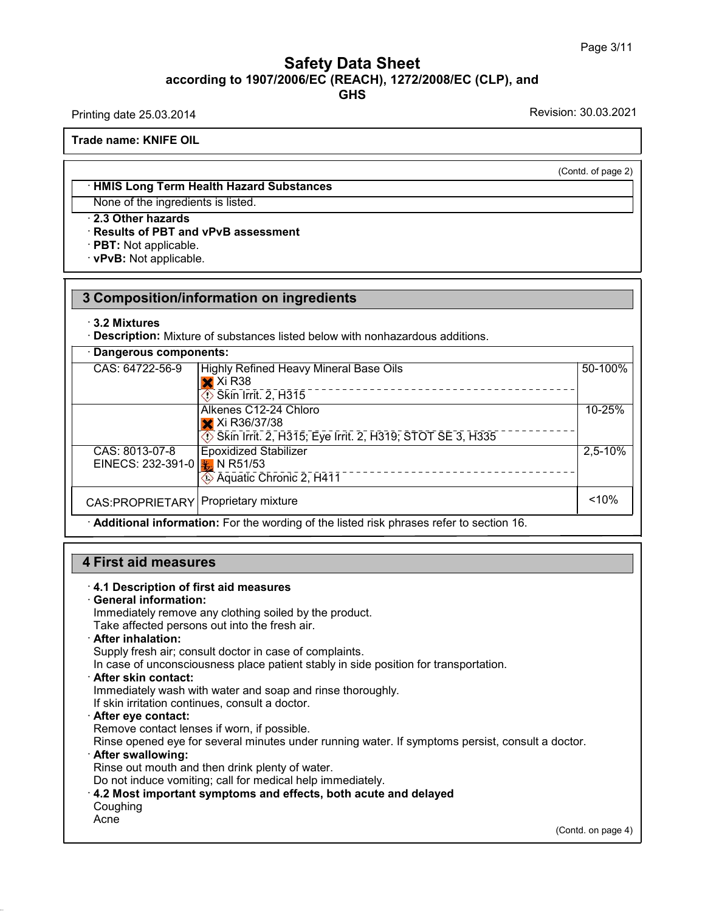# Safety Data Sheet
**according to 1907/2006/EC (REACH), 1272/2008/EC (CLP), and GHS**

Printing date 25.03.2014 Revision: 30.03.2021

**Trade name: KNIFE OIL**

(Contd. of page 2)

· **HMIS Long Term Health Hazard Substances**

None of the ingredients is listed.

· **2.3 Other hazards**

· **Results of PBT and vPvB assessment**

· **PBT:** Not applicable.

· **vPvB:** Not applicable.

## 3 Composition/information on ingredients

· **3.2 Mixtures**

· **Description:** Mixture of substances listed below with nonhazardous additions.

| · **Dangerous components:** | | |
|---|---|---|
| CAS: 64722-56-9 | Highly Refined Heavy Mineral Base Oils<br>Xi R38<br>Skin Irrit. 2, H315 | 50-100% |
| | Alkenes C12-24 Chloro<br>Xi R36/37/38<br>Skin Irrit. 2, H315; Eye Irrit. 2, H319; STOT SE 3, H335 | 10-25% |
| CAS: 8013-07-8<br>EINECS: 232-391-0 | Epoxidized Stabilizer<br>N R51/53<br>Aquatic Chronic 2, H411 | 2,5-10% |
| CAS:PROPRIETARY | Proprietary mixture | <10% |

· **Additional information:** For the wording of the listed risk phrases refer to section 16.

## 4 First aid measures

· **4.1 Description of first aid measures**

· **General information:**

Immediately remove any clothing soiled by the product.
Take affected persons out into the fresh air.

· **After inhalation:**

Supply fresh air; consult doctor in case of complaints.
In case of unconsciousness place patient stably in side position for transportation.

· **After skin contact:**

Immediately wash with water and soap and rinse thoroughly.
If skin irritation continues, consult a doctor.

· **After eye contact:**

Remove contact lenses if worn, if possible.
Rinse opened eye for several minutes under running water. If symptoms persist, consult a doctor.

· **After swallowing:**

Rinse out mouth and then drink plenty of water.
Do not induce vomiting; call for medical help immediately.

· **4.2 Most important symptoms and effects, both acute and delayed**

Coughing
Acne

(Contd. on page 4)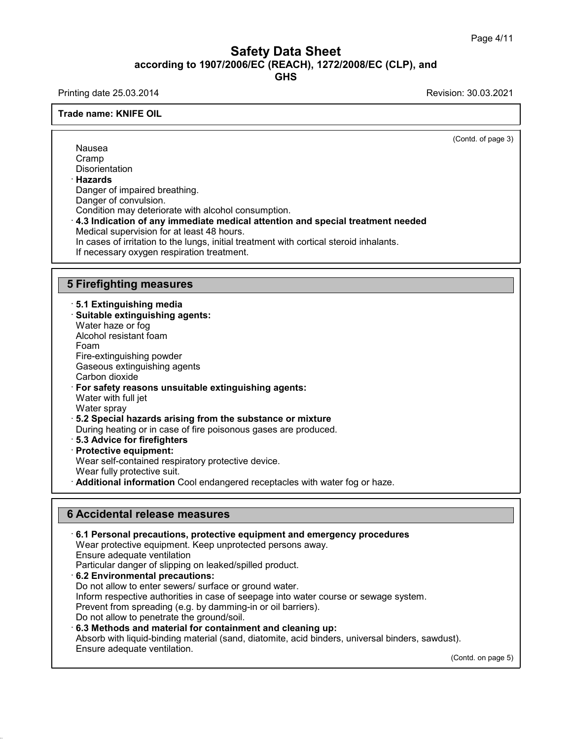(Contd. of page 3)

Nausea
Cramp
Disorientation

· **Hazards**
Danger of impaired breathing.
Danger of convulsion.
Condition may deteriorate with alcohol consumption.

· **4.3 Indication of any immediate medical attention and special treatment needed**
Medical supervision for at least 48 hours.
In cases of irritation to the lungs, initial treatment with cortical steroid inhalants.
If necessary oxygen respiration treatment.

## 5 Firefighting measures

· **5.1 Extinguishing media**

· **Suitable extinguishing agents:**
Water haze or fog
Alcohol resistant foam
Foam
Fire-extinguishing powder
Gaseous extinguishing agents
Carbon dioxide

· **For safety reasons unsuitable extinguishing agents:**
Water with full jet
Water spray

· **5.2 Special hazards arising from the substance or mixture**
During heating or in case of fire poisonous gases are produced.

· **5.3 Advice for firefighters**

· **Protective equipment:**
Wear self-contained respiratory protective device.
Wear fully protective suit.

· **Additional information** Cool endangered receptacles with water fog or haze.

## 6 Accidental release measures

· **6.1 Personal precautions, protective equipment and emergency procedures**
Wear protective equipment. Keep unprotected persons away.
Ensure adequate ventilation
Particular danger of slipping on leaked/spilled product.

· **6.2 Environmental precautions:**
Do not allow to enter sewers/ surface or ground water.
Inform respective authorities in case of seepage into water course or sewage system.
Prevent from spreading (e.g. by damming-in or oil barriers).
Do not allow to penetrate the ground/soil.

· **6.3 Methods and material for containment and cleaning up:**
Absorb with liquid-binding material (sand, diatomite, acid binders, universal binders, sawdust).
Ensure adequate ventilation.

(Contd. on page 5)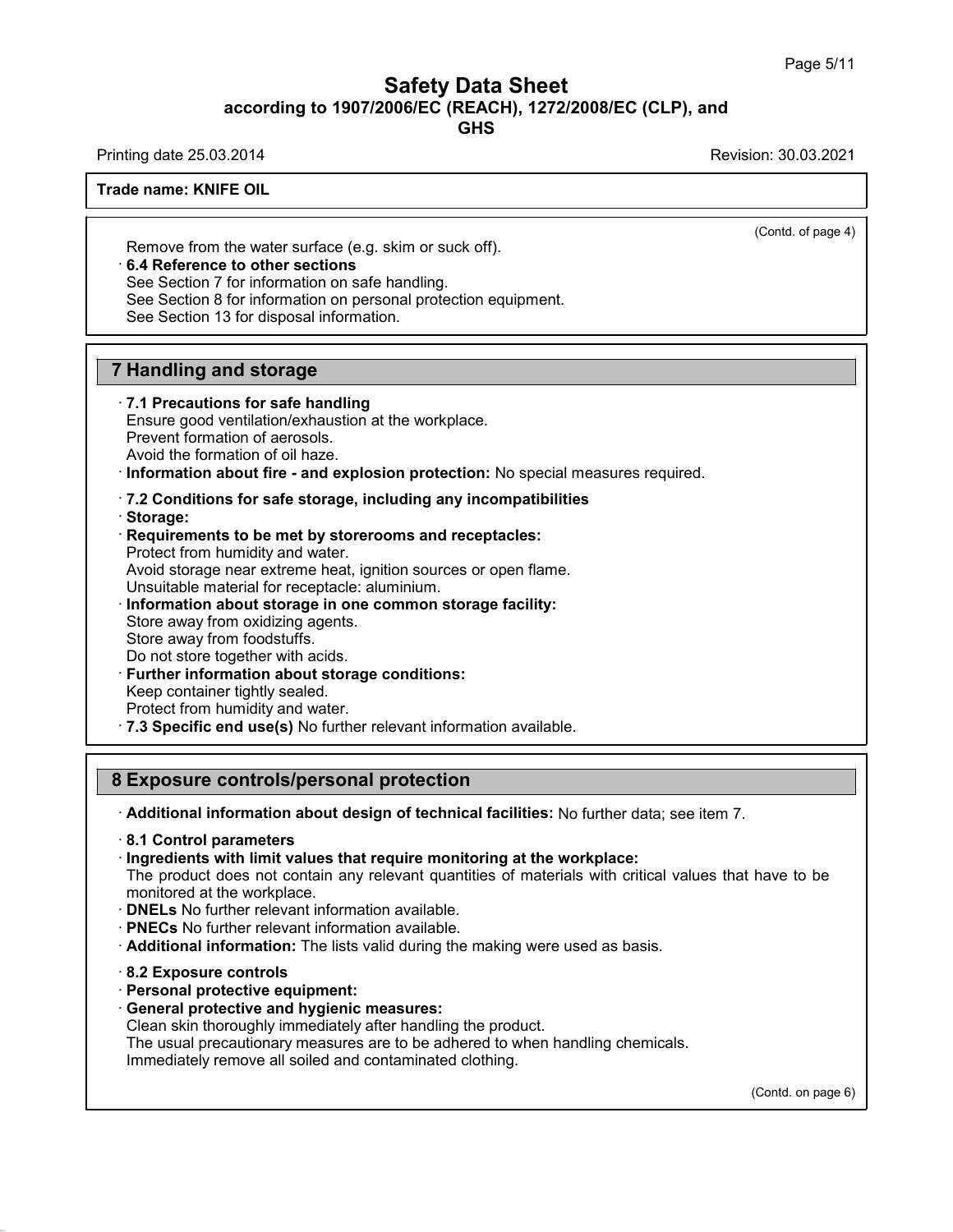(Contd. of page 4)

Remove from the water surface (e.g. skim or suck off).

· **6.4 Reference to other sections**
See Section 7 for information on safe handling.
See Section 8 for information on personal protection equipment.
See Section 13 for disposal information.

## 7 Handling and storage

· **7.1 Precautions for safe handling**
Ensure good ventilation/exhaustion at the workplace.
Prevent formation of aerosols.
Avoid the formation of oil haze.

· **Information about fire - and explosion protection:** No special measures required.

· **7.2 Conditions for safe storage, including any incompatibilities**

· **Storage:**

· **Requirements to be met by storerooms and receptacles:**
Protect from humidity and water.
Avoid storage near extreme heat, ignition sources or open flame.
Unsuitable material for receptacle: aluminium.

· **Information about storage in one common storage facility:**
Store away from oxidizing agents.
Store away from foodstuffs.
Do not store together with acids.

· **Further information about storage conditions:**
Keep container tightly sealed.
Protect from humidity and water.

· **7.3 Specific end use(s)** No further relevant information available.

## 8 Exposure controls/personal protection

· **Additional information about design of technical facilities:** No further data; see item 7.

· **8.1 Control parameters**

· **Ingredients with limit values that require monitoring at the workplace:**
The product does not contain any relevant quantities of materials with critical values that have to be monitored at the workplace.

· **DNELs** No further relevant information available.

· **PNECs** No further relevant information available.

· **Additional information:** The lists valid during the making were used as basis.

· **8.2 Exposure controls**

· **Personal protective equipment:**

· **General protective and hygienic measures:**
Clean skin thoroughly immediately after handling the product.
The usual precautionary measures are to be adhered to when handling chemicals.
Immediately remove all soiled and contaminated clothing.

(Contd. on page 6)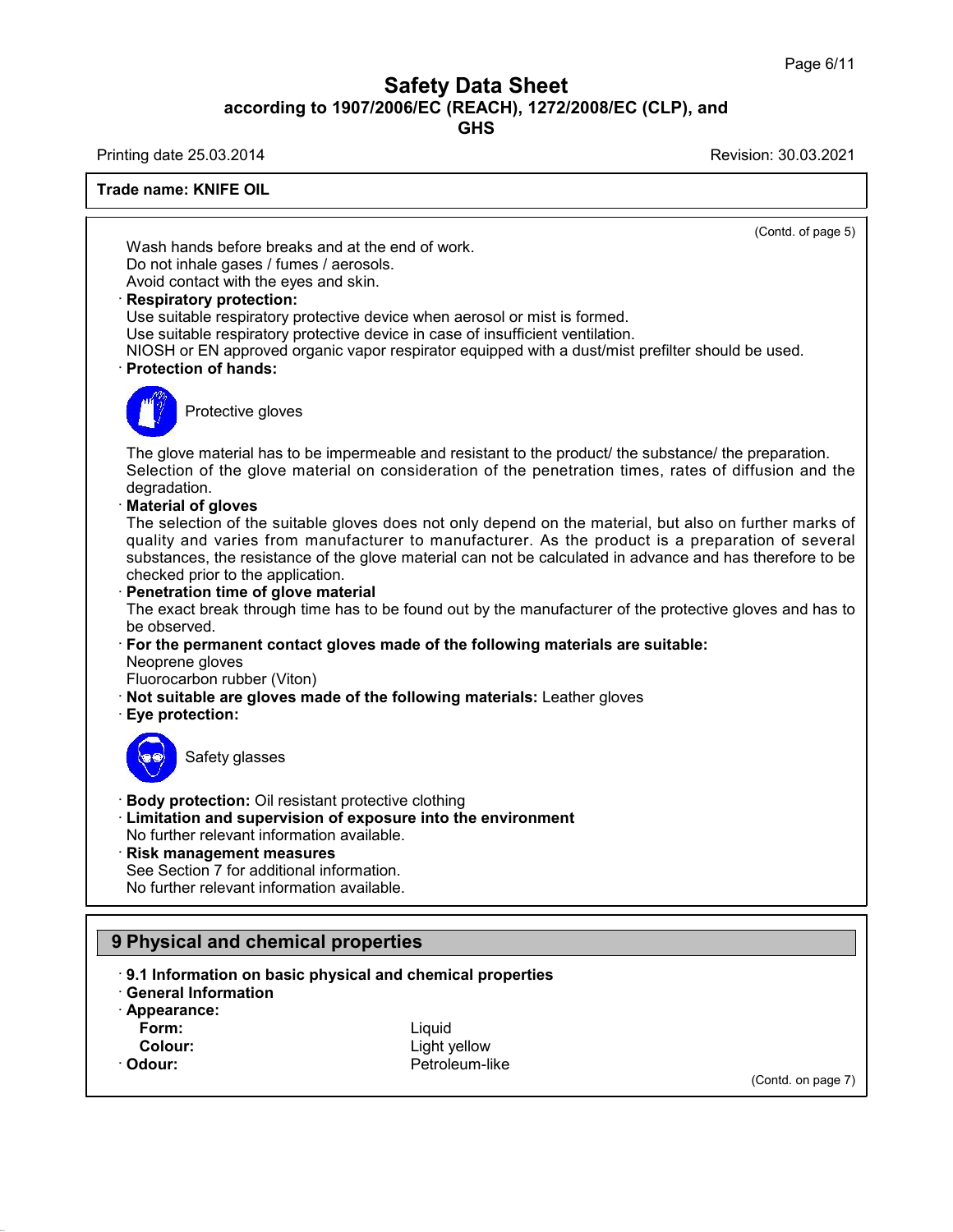Trade name: KNIFE OIL

(Contd. of page 5)

Wash hands before breaks and at the end of work.
Do not inhale gases / fumes / aerosols.
Avoid contact with the eyes and skin.

· **Respiratory protection:**
Use suitable respiratory protective device when aerosol or mist is formed.
Use suitable respiratory protective device in case of insufficient ventilation.
NIOSH or EN approved organic vapor respirator equipped with a dust/mist prefilter should be used.

· **Protection of hands:**

Protective gloves

The glove material has to be impermeable and resistant to the product/ the substance/ the preparation.
Selection of the glove material on consideration of the penetration times, rates of diffusion and the degradation.

· **Material of gloves**
The selection of the suitable gloves does not only depend on the material, but also on further marks of quality and varies from manufacturer to manufacturer. As the product is a preparation of several substances, the resistance of the glove material can not be calculated in advance and has therefore to be checked prior to the application.

· **Penetration time of glove material**
The exact break through time has to be found out by the manufacturer of the protective gloves and has to be observed.

· **For the permanent contact gloves made of the following materials are suitable:**
Neoprene gloves
Fluorocarbon rubber (Viton)

· **Not suitable are gloves made of the following materials:** Leather gloves

· **Eye protection:**

Safety glasses

· **Body protection:** Oil resistant protective clothing

· **Limitation and supervision of exposure into the environment**
No further relevant information available.

· **Risk management measures**
See Section 7 for additional information.
No further relevant information available.

## 9 Physical and chemical properties

· **9.1 Information on basic physical and chemical properties**

· **General Information**

· **Appearance:**

| | |
|---|---|
| **Form:** | Liquid |
| **Colour:** | Light yellow |
| · **Odour:** | Petroleum-like |

(Contd. on page 7)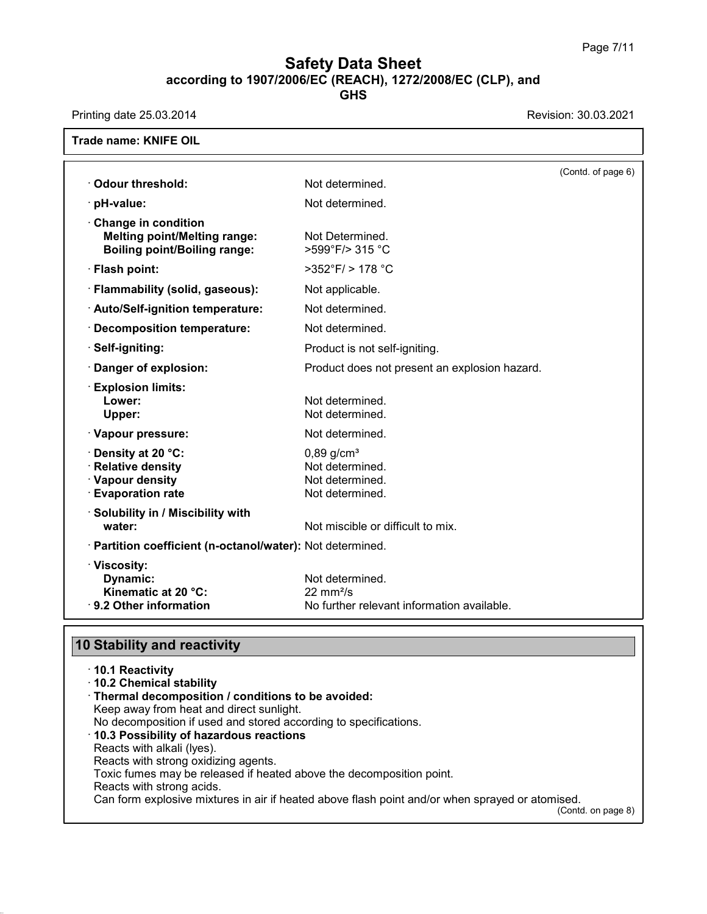(Contd. of page 6)

| | |
|---|---|
| · **Odour threshold:** | Not determined. |
| · **pH-value:** | Not determined. |
| · **Change in condition** | |
| **Melting point/Melting range:** | Not Determined. |
| **Boiling point/Boiling range:** | >599°F/> 315 °C |
| · **Flash point:** | >352°F/ > 178 °C |
| · **Flammability (solid, gaseous):** | Not applicable. |
| · **Auto/Self-ignition temperature:** | Not determined. |
| · **Decomposition temperature:** | Not determined. |
| · **Self-igniting:** | Product is not self-igniting. |
| · **Danger of explosion:** | Product does not present an explosion hazard. |
| · **Explosion limits:** | |
| **Lower:** | Not determined. |
| **Upper:** | Not determined. |
| · **Vapour pressure:** | Not determined. |
| · **Density at 20 °C:** | 0,89 g/cm³ |
| · **Relative density** | Not determined. |
| · **Vapour density** | Not determined. |
| · **Evaporation rate** | Not determined. |
| · **Solubility in / Miscibility with water:** | Not miscible or difficult to mix. |
| · **Partition coefficient (n-octanol/water):** | Not determined. |
| · **Viscosity:** | |
| **Dynamic:** | Not determined. |
| **Kinematic at 20 °C:** | 22 mm²/s |
| · **9.2 Other information** | No further relevant information available. |

## 10 Stability and reactivity

· **10.1 Reactivity**

· **10.2 Chemical stability**

· **Thermal decomposition / conditions to be avoided:**
Keep away from heat and direct sunlight.
No decomposition if used and stored according to specifications.

· **10.3 Possibility of hazardous reactions**
Reacts with alkali (lyes).
Reacts with strong oxidizing agents.
Toxic fumes may be released if heated above the decomposition point.
Reacts with strong acids.
Can form explosive mixtures in air if heated above flash point and/or when sprayed or atomised.

(Contd. on page 8)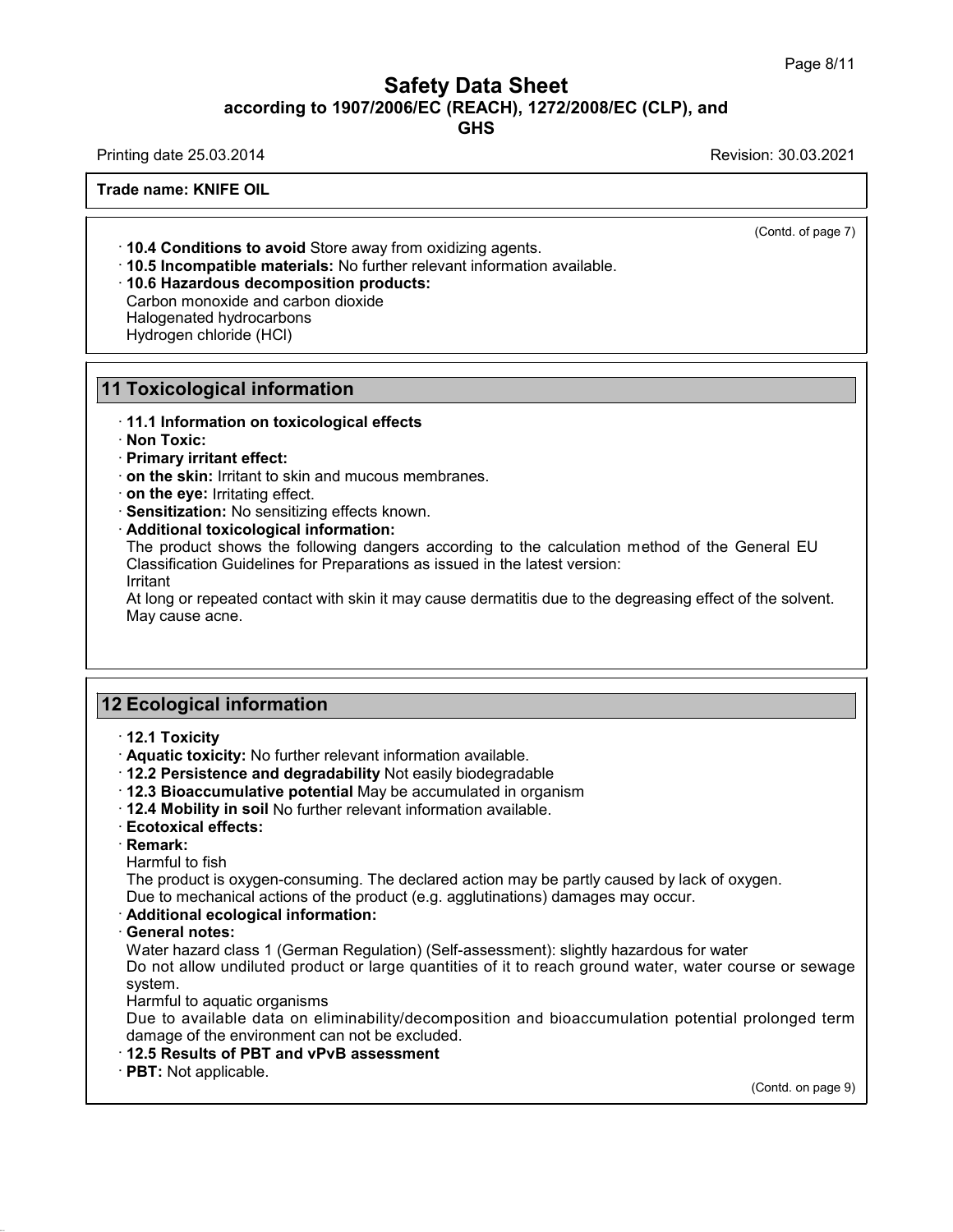(Contd. of page 7)

· **10.4 Conditions to avoid** Store away from oxidizing agents.
· **10.5 Incompatible materials:** No further relevant information available.
· **10.6 Hazardous decomposition products:**
Carbon monoxide and carbon dioxide
Halogenated hydrocarbons
Hydrogen chloride (HCl)

## 11 Toxicological information

· **11.1 Information on toxicological effects**
· **Non Toxic:**
· **Primary irritant effect:**
· **on the skin:** Irritant to skin and mucous membranes.
· **on the eye:** Irritating effect.
· **Sensitization:** No sensitizing effects known.
· **Additional toxicological information:**
The product shows the following dangers according to the calculation method of the General EU Classification Guidelines for Preparations as issued in the latest version:
Irritant
At long or repeated contact with skin it may cause dermatitis due to the degreasing effect of the solvent.
May cause acne.

## 12 Ecological information

· **12.1 Toxicity**
· **Aquatic toxicity:** No further relevant information available.
· **12.2 Persistence and degradability** Not easily biodegradable
· **12.3 Bioaccumulative potential** May be accumulated in organism
· **12.4 Mobility in soil** No further relevant information available.
· **Ecotoxical effects:**
· **Remark:**
Harmful to fish
The product is oxygen-consuming. The declared action may be partly caused by lack of oxygen.
Due to mechanical actions of the product (e.g. agglutinations) damages may occur.
· **Additional ecological information:**
· **General notes:**
Water hazard class 1 (German Regulation) (Self-assessment): slightly hazardous for water
Do not allow undiluted product or large quantities of it to reach ground water, water course or sewage system.
Harmful to aquatic organisms
Due to available data on eliminability/decomposition and bioaccumulation potential prolonged term damage of the environment can not be excluded.
· **12.5 Results of PBT and vPvB assessment**
· **PBT:** Not applicable.

(Contd. on page 9)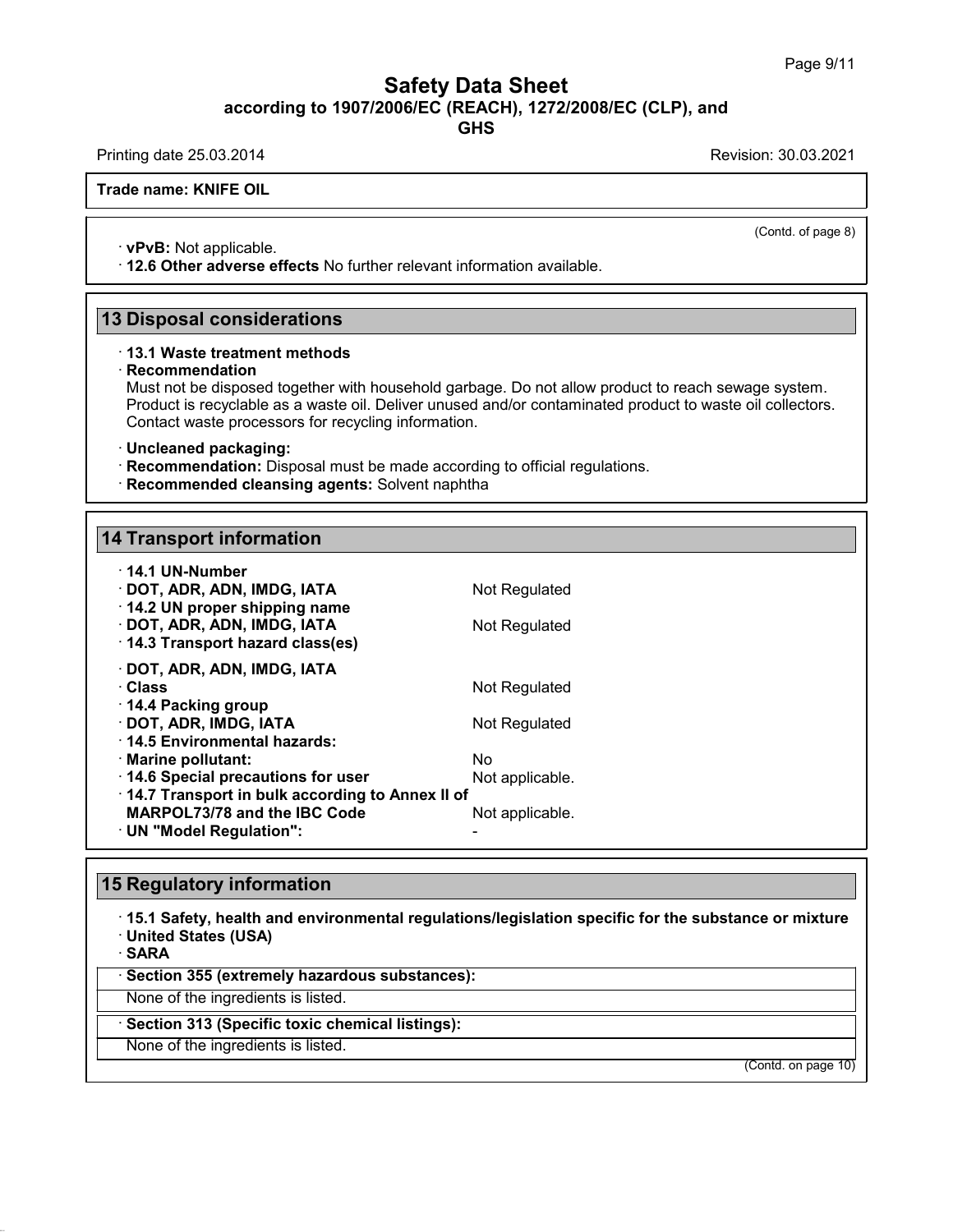(Contd. of page 8)

· **vPvB:** Not applicable.
· **12.6 Other adverse effects** No further relevant information available.

## 13 Disposal considerations

· **13.1 Waste treatment methods**
· **Recommendation**
Must not be disposed together with household garbage. Do not allow product to reach sewage system. Product is recyclable as a waste oil. Deliver unused and/or contaminated product to waste oil collectors. Contact waste processors for recycling information.

· **Uncleaned packaging:**
· **Recommendation:** Disposal must be made according to official regulations.
· **Recommended cleansing agents:** Solvent naphtha

## 14 Transport information

| | |
|---|---|
| · **14.1 UN-Number** | |
| · **DOT, ADR, ADN, IMDG, IATA** | Not Regulated |
| · **14.2 UN proper shipping name** | |
| · **DOT, ADR, ADN, IMDG, IATA** | Not Regulated |
| · **14.3 Transport hazard class(es)** | |
| · **DOT, ADR, ADN, IMDG, IATA** | |
| · **Class** | Not Regulated |
| · **14.4 Packing group** | |
| · **DOT, ADR, IMDG, IATA** | Not Regulated |
| · **14.5 Environmental hazards:** | |
| · **Marine pollutant:** | No |
| · **14.6 Special precautions for user** | Not applicable. |
| · **14.7 Transport in bulk according to Annex II of MARPOL73/78 and the IBC Code** | Not applicable. |
| · **UN "Model Regulation":** | - |

## 15 Regulatory information

· **15.1 Safety, health and environmental regulations/legislation specific for the substance or mixture**
· **United States (USA)**
· **SARA**

· **Section 355 (extremely hazardous substances):**
None of the ingredients is listed.

· **Section 313 (Specific toxic chemical listings):**
None of the ingredients is listed.

(Contd. on page 10)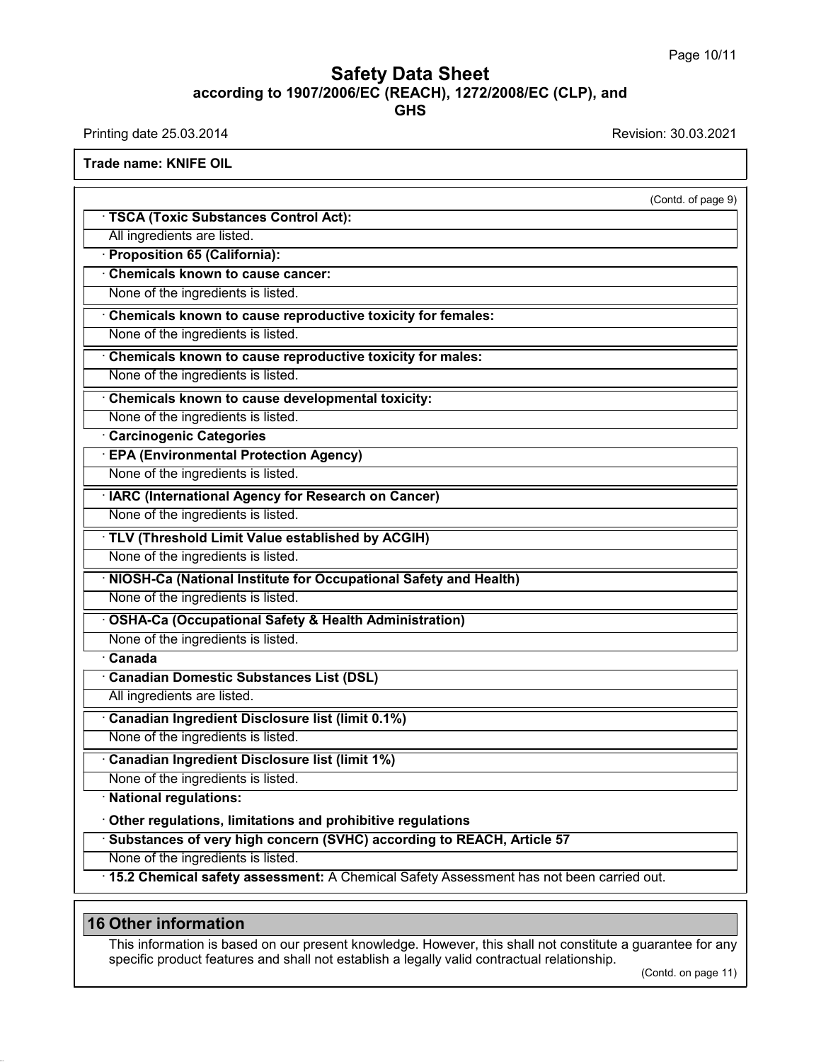**Trade name: KNIFE OIL**

(Contd. of page 9)

· **TSCA (Toxic Substances Control Act):**

All ingredients are listed.

· **Proposition 65 (California):**

· **Chemicals known to cause cancer:**

None of the ingredients is listed.

· **Chemicals known to cause reproductive toxicity for females:**

None of the ingredients is listed.

· **Chemicals known to cause reproductive toxicity for males:**

None of the ingredients is listed.

· **Chemicals known to cause developmental toxicity:**

None of the ingredients is listed.

· **Carcinogenic Categories**

· **EPA (Environmental Protection Agency)**

None of the ingredients is listed.

· **IARC (International Agency for Research on Cancer)**

None of the ingredients is listed.

· **TLV (Threshold Limit Value established by ACGIH)**

None of the ingredients is listed.

· **NIOSH-Ca (National Institute for Occupational Safety and Health)**

None of the ingredients is listed.

· **OSHA-Ca (Occupational Safety & Health Administration)**

None of the ingredients is listed.

· **Canada**

· **Canadian Domestic Substances List (DSL)**

All ingredients are listed.

· **Canadian Ingredient Disclosure list (limit 0.1%)**

None of the ingredients is listed.

· **Canadian Ingredient Disclosure list (limit 1%)**

None of the ingredients is listed.

· **National regulations:**

· **Other regulations, limitations and prohibitive regulations**

· **Substances of very high concern (SVHC) according to REACH, Article 57**

None of the ingredients is listed.

· **15.2 Chemical safety assessment:** A Chemical Safety Assessment has not been carried out.

## 16 Other information

This information is based on our present knowledge. However, this shall not constitute a guarantee for any specific product features and shall not establish a legally valid contractual relationship.

(Contd. on page 11)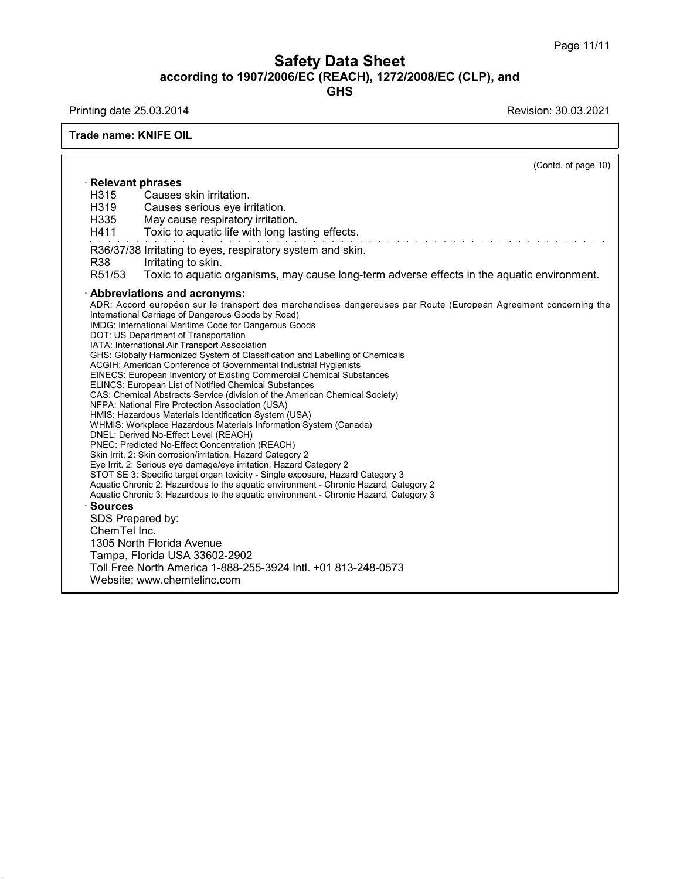# Safety Data Sheet

**according to 1907/2006/EC (REACH), 1272/2008/EC (CLP), and GHS**

Printing date 25.03.2014 Revision: 30.03.2021

**Trade name: KNIFE OIL**

(Contd. of page 10)

· **Relevant phrases**

H315 Causes skin irritation.
H319 Causes serious eye irritation.
H335 May cause respiratory irritation.
H411 Toxic to aquatic life with long lasting effects.

R36/37/38 Irritating to eyes, respiratory system and skin.
R38 Irritating to skin.
R51/53 Toxic to aquatic organisms, may cause long-term adverse effects in the aquatic environment.

· **Abbreviations and acronyms:**

ADR: Accord européen sur le transport des marchandises dangereuses par Route (European Agreement concerning the International Carriage of Dangerous Goods by Road)
IMDG: International Maritime Code for Dangerous Goods
DOT: US Department of Transportation
IATA: International Air Transport Association
GHS: Globally Harmonized System of Classification and Labelling of Chemicals
ACGIH: American Conference of Governmental Industrial Hygienists
EINECS: European Inventory of Existing Commercial Chemical Substances
ELINCS: European List of Notified Chemical Substances
CAS: Chemical Abstracts Service (division of the American Chemical Society)
NFPA: National Fire Protection Association (USA)
HMIS: Hazardous Materials Identification System (USA)
WHMIS: Workplace Hazardous Materials Information System (Canada)
DNEL: Derived No-Effect Level (REACH)
PNEC: Predicted No-Effect Concentration (REACH)
Skin Irrit. 2: Skin corrosion/irritation, Hazard Category 2
Eye Irrit. 2: Serious eye damage/eye irritation, Hazard Category 2
STOT SE 3: Specific target organ toxicity - Single exposure, Hazard Category 3
Aquatic Chronic 2: Hazardous to the aquatic environment - Chronic Hazard, Category 2
Aquatic Chronic 3: Hazardous to the aquatic environment - Chronic Hazard, Category 3

· **Sources**

SDS Prepared by:
ChemTel Inc.
1305 North Florida Avenue
Tampa, Florida USA 33602-2902
Toll Free North America 1-888-255-3924 Intl. +01 813-248-0573
Website: www.chemtelinc.com